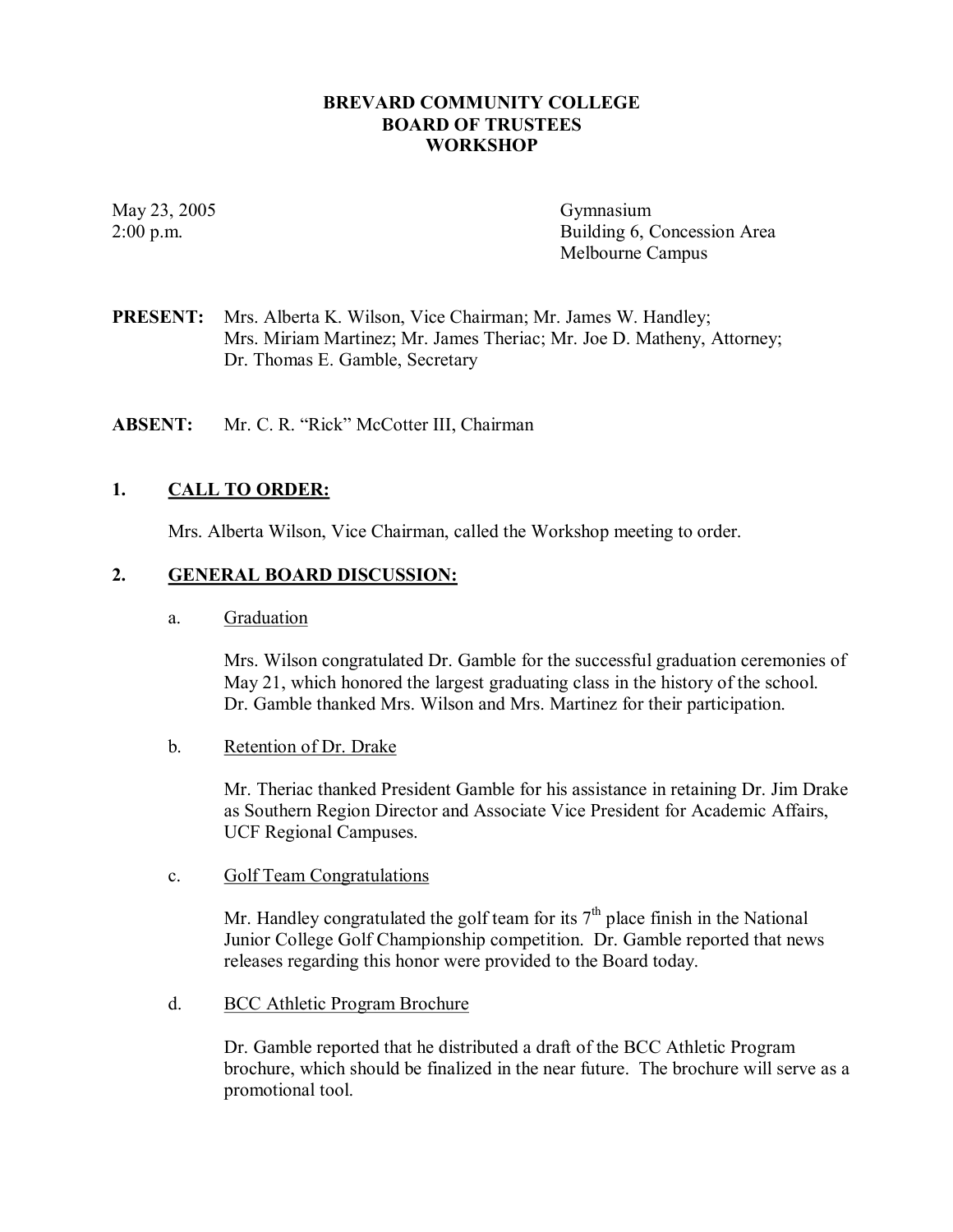# BREVARD COMMUNITY COLLEGE
# BOARD OF TRUSTEES
# WORKSHOP

May 23, 2005
2:00 p.m.

Gymnasium
Building 6, Concession Area
Melbourne Campus

**PRESENT:** Mrs. Alberta K. Wilson, Vice Chairman; Mr. James W. Handley; Mrs. Miriam Martinez; Mr. James Theriac; Mr. Joe D. Matheny, Attorney; Dr. Thomas E. Gamble, Secretary

**ABSENT:** Mr. C. R. "Rick" McCotter III, Chairman

## 1. CALL TO ORDER:

Mrs. Alberta Wilson, Vice Chairman, called the Workshop meeting to order.

## 2. GENERAL BOARD DISCUSSION:

a. Graduation

Mrs. Wilson congratulated Dr. Gamble for the successful graduation ceremonies of May 21, which honored the largest graduating class in the history of the school. Dr. Gamble thanked Mrs. Wilson and Mrs. Martinez for their participation.

b. Retention of Dr. Drake

Mr. Theriac thanked President Gamble for his assistance in retaining Dr. Jim Drake as Southern Region Director and Associate Vice President for Academic Affairs, UCF Regional Campuses.

c. Golf Team Congratulations

Mr. Handley congratulated the golf team for its 7th place finish in the National Junior College Golf Championship competition. Dr. Gamble reported that news releases regarding this honor were provided to the Board today.

d. BCC Athletic Program Brochure

Dr. Gamble reported that he distributed a draft of the BCC Athletic Program brochure, which should be finalized in the near future. The brochure will serve as a promotional tool.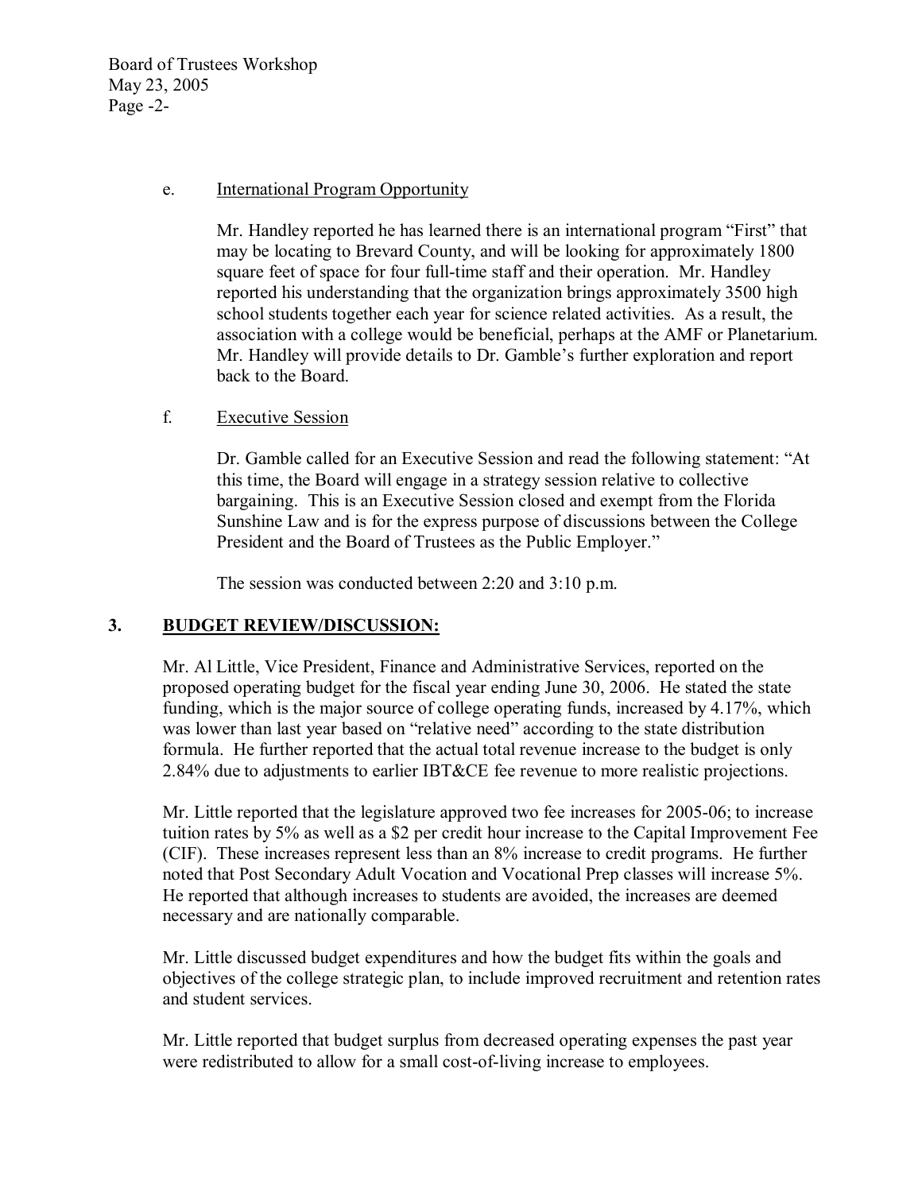e. International Program Opportunity

Mr. Handley reported he has learned there is an international program "First" that may be locating to Brevard County, and will be looking for approximately 1800 square feet of space for four full-time staff and their operation. Mr. Handley reported his understanding that the organization brings approximately 3500 high school students together each year for science related activities. As a result, the association with a college would be beneficial, perhaps at the AMF or Planetarium. Mr. Handley will provide details to Dr. Gamble's further exploration and report back to the Board.

f. Executive Session

Dr. Gamble called for an Executive Session and read the following statement: "At this time, the Board will engage in a strategy session relative to collective bargaining. This is an Executive Session closed and exempt from the Florida Sunshine Law and is for the express purpose of discussions between the College President and the Board of Trustees as the Public Employer."

The session was conducted between 2:20 and 3:10 p.m.

## 3. BUDGET REVIEW/DISCUSSION:

Mr. Al Little, Vice President, Finance and Administrative Services, reported on the proposed operating budget for the fiscal year ending June 30, 2006. He stated the state funding, which is the major source of college operating funds, increased by 4.17%, which was lower than last year based on "relative need" according to the state distribution formula. He further reported that the actual total revenue increase to the budget is only 2.84% due to adjustments to earlier IBT&CE fee revenue to more realistic projections.

Mr. Little reported that the legislature approved two fee increases for 2005-06; to increase tuition rates by 5% as well as a $2 per credit hour increase to the Capital Improvement Fee (CIF). These increases represent less than an 8% increase to credit programs. He further noted that Post Secondary Adult Vocation and Vocational Prep classes will increase 5%. He reported that although increases to students are avoided, the increases are deemed necessary and are nationally comparable.

Mr. Little discussed budget expenditures and how the budget fits within the goals and objectives of the college strategic plan, to include improved recruitment and retention rates and student services.

Mr. Little reported that budget surplus from decreased operating expenses the past year were redistributed to allow for a small cost-of-living increase to employees.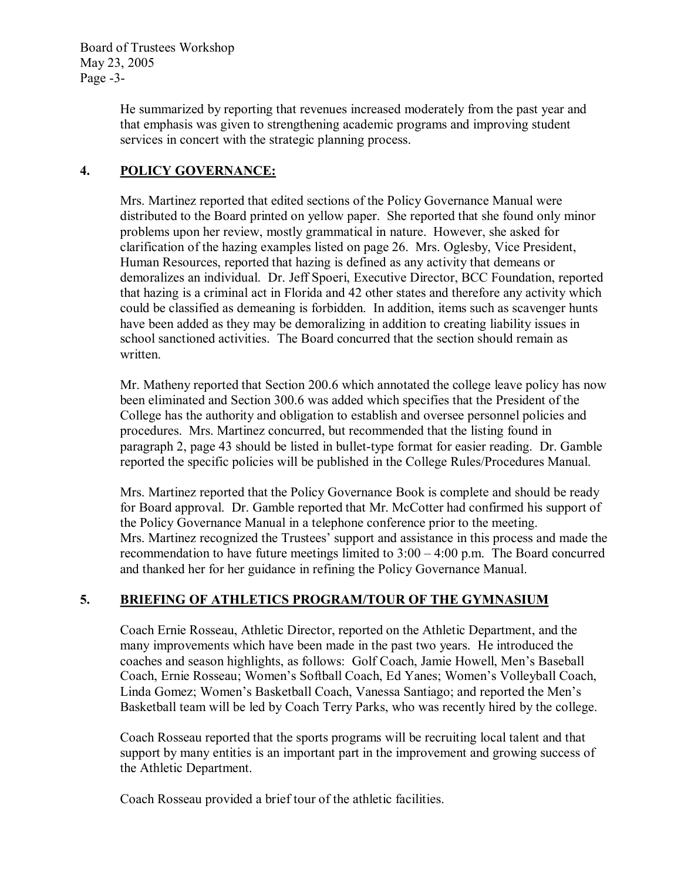He summarized by reporting that revenues increased moderately from the past year and that emphasis was given to strengthening academic programs and improving student services in concert with the strategic planning process.

## 4. POLICY GOVERNANCE:

Mrs. Martinez reported that edited sections of the Policy Governance Manual were distributed to the Board printed on yellow paper. She reported that she found only minor problems upon her review, mostly grammatical in nature. However, she asked for clarification of the hazing examples listed on page 26. Mrs. Oglesby, Vice President, Human Resources, reported that hazing is defined as any activity that demeans or demoralizes an individual. Dr. Jeff Spoeri, Executive Director, BCC Foundation, reported that hazing is a criminal act in Florida and 42 other states and therefore any activity which could be classified as demeaning is forbidden. In addition, items such as scavenger hunts have been added as they may be demoralizing in addition to creating liability issues in school sanctioned activities. The Board concurred that the section should remain as written.

Mr. Matheny reported that Section 200.6 which annotated the college leave policy has now been eliminated and Section 300.6 was added which specifies that the President of the College has the authority and obligation to establish and oversee personnel policies and procedures. Mrs. Martinez concurred, but recommended that the listing found in paragraph 2, page 43 should be listed in bullet-type format for easier reading. Dr. Gamble reported the specific policies will be published in the College Rules/Procedures Manual.

Mrs. Martinez reported that the Policy Governance Book is complete and should be ready for Board approval. Dr. Gamble reported that Mr. McCotter had confirmed his support of the Policy Governance Manual in a telephone conference prior to the meeting. Mrs. Martinez recognized the Trustees' support and assistance in this process and made the recommendation to have future meetings limited to 3:00 – 4:00 p.m. The Board concurred and thanked her for her guidance in refining the Policy Governance Manual.

## 5. BRIEFING OF ATHLETICS PROGRAM/TOUR OF THE GYMNASIUM

Coach Ernie Rosseau, Athletic Director, reported on the Athletic Department, and the many improvements which have been made in the past two years. He introduced the coaches and season highlights, as follows: Golf Coach, Jamie Howell, Men's Baseball Coach, Ernie Rosseau; Women's Softball Coach, Ed Yanes; Women's Volleyball Coach, Linda Gomez; Women's Basketball Coach, Vanessa Santiago; and reported the Men's Basketball team will be led by Coach Terry Parks, who was recently hired by the college.

Coach Rosseau reported that the sports programs will be recruiting local talent and that support by many entities is an important part in the improvement and growing success of the Athletic Department.

Coach Rosseau provided a brief tour of the athletic facilities.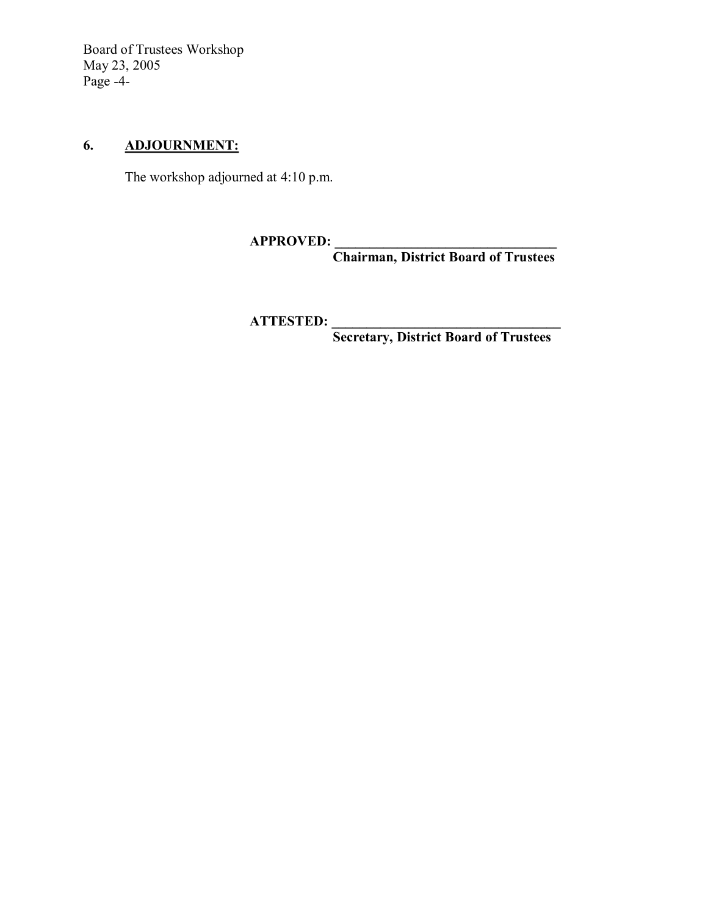## 6. ADJOURNMENT:

The workshop adjourned at 4:10 p.m.

**APPROVED: ________________________________**
**Chairman, District Board of Trustees**

**ATTESTED: ________________________________**
**Secretary, District Board of Trustees**